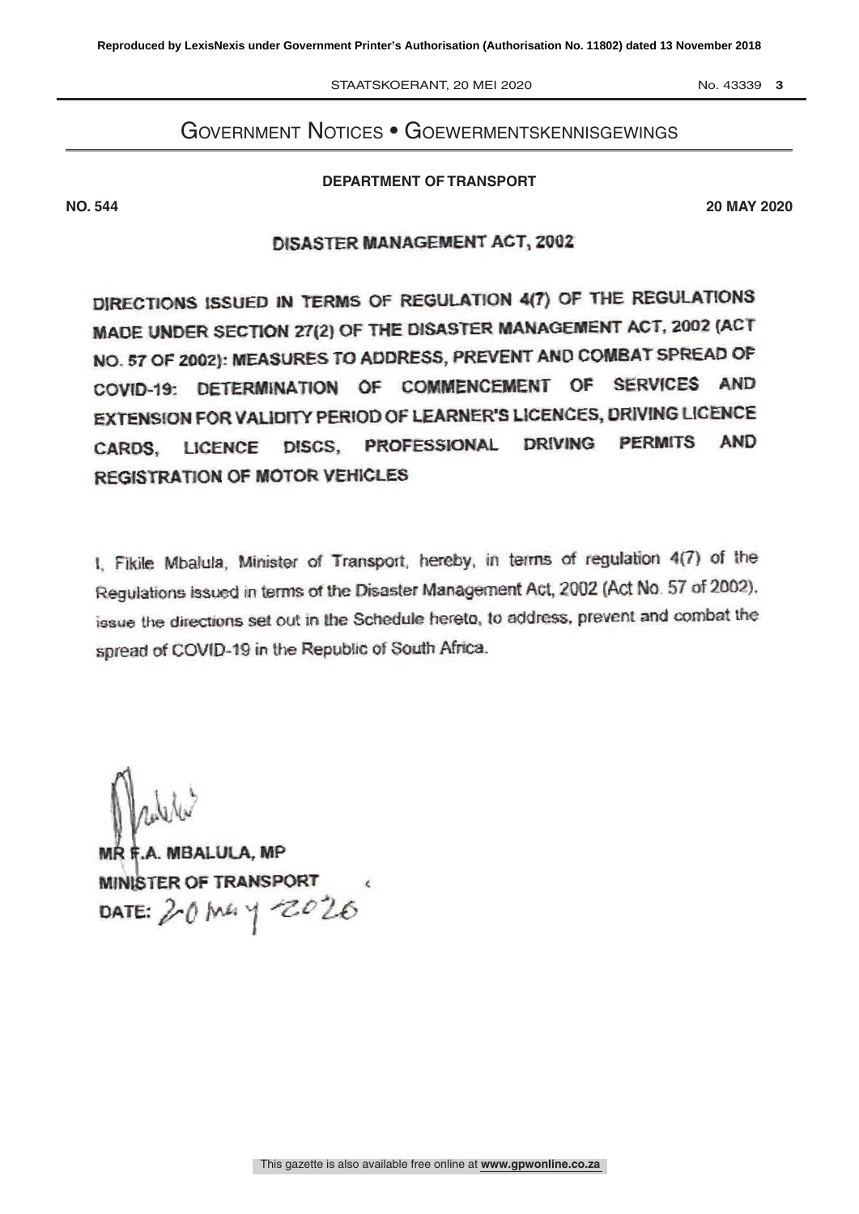# Government Notices • Goewermentskennisgewings

**DEPARTMENT OF TRANSPORT**

**NO. 544** **20 MAY 2020**

## DISASTER MANAGEMENT ACT, 2002

### DIRECTIONS ISSUED IN TERMS OF REGULATION 4(7) OF THE REGULATIONS MADE UNDER SECTION 27(2) OF THE DISASTER MANAGEMENT ACT, 2002 (ACT NO. 57 OF 2002): MEASURES TO ADDRESS, PREVENT AND COMBAT SPREAD OF COVID-19: DETERMINATION OF COMMENCEMENT OF SERVICES AND EXTENSION FOR VALIDITY PERIOD OF LEARNER'S LICENCES, DRIVING LICENCE CARDS, LICENCE DISCS, PROFESSIONAL DRIVING PERMITS AND REGISTRATION OF MOTOR VEHICLES

I, Fikile Mbalula, Minister of Transport, hereby, in terms of regulation 4(7) of the Regulations issued in terms of the Disaster Management Act, 2002 (Act No. 57 of 2002), issue the directions set out in the Schedule hereto, to address, prevent and combat the spread of COVID-19 in the Republic of South Africa.

**MR F.A. MBALULA, MP**
**MINISTER OF TRANSPORT**
**DATE:** 20 May 2020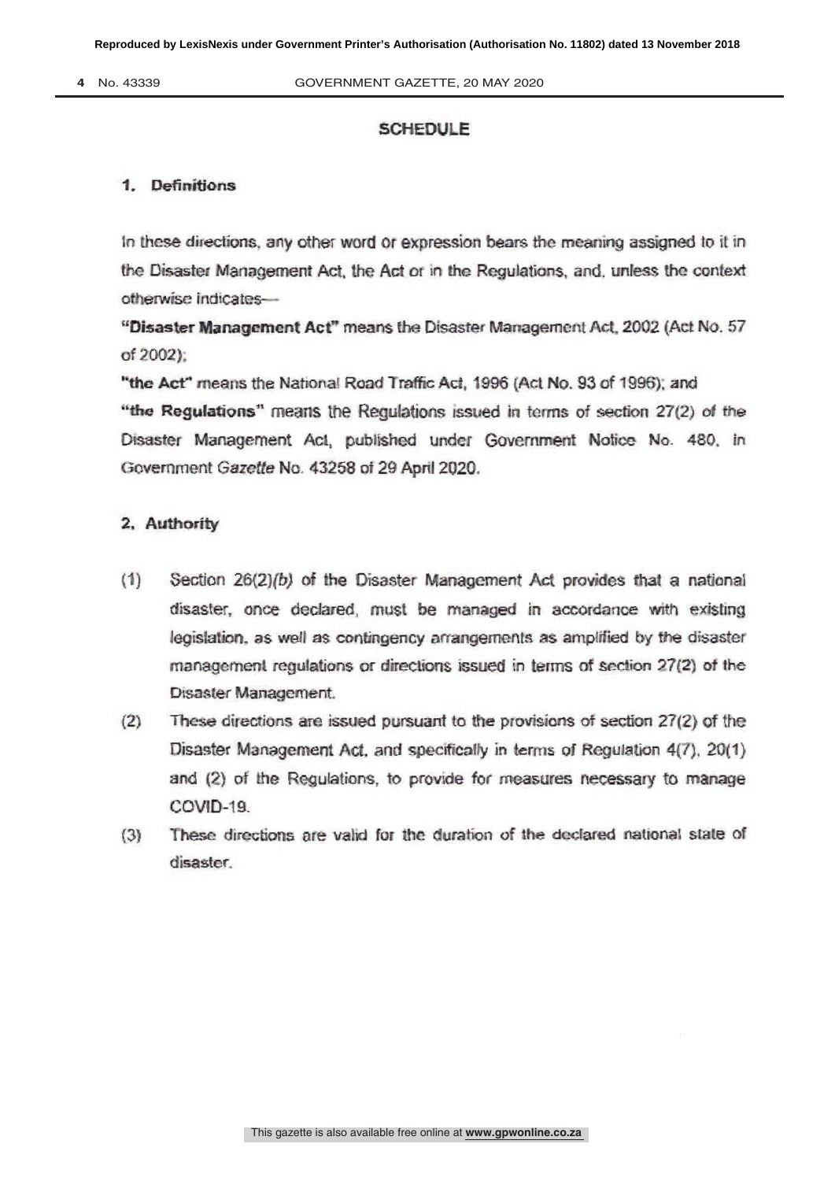## SCHEDULE

### 1. Definitions

In these directions, any other word or expression bears the meaning assigned to it in the Disaster Management Act, the Act or in the Regulations, and, unless the context otherwise indicates—

**"Disaster Management Act"** means the Disaster Management Act, 2002 (Act No. 57 of 2002);

**"the Act"** means the National Road Traffic Act, 1996 (Act No. 93 of 1996); and

**"the Regulations"** means the Regulations issued in terms of section 27(2) of the Disaster Management Act, published under Government Notice No. 480, in Government *Gazette* No. 43258 of 29 April 2020.

### 2. Authority

(1) Section 26(2)*(b)* of the Disaster Management Act provides that a national disaster, once declared, must be managed in accordance with existing legislation, as well as contingency arrangements as amplified by the disaster management regulations or directions issued in terms of section 27(2) of the Disaster Management.

(2) These directions are issued pursuant to the provisions of section 27(2) of the Disaster Management Act, and specifically in terms of Regulation 4(7), 20(1) and (2) of the Regulations, to provide for measures necessary to manage COVID-19.

(3) These directions are valid for the duration of the declared national state of disaster.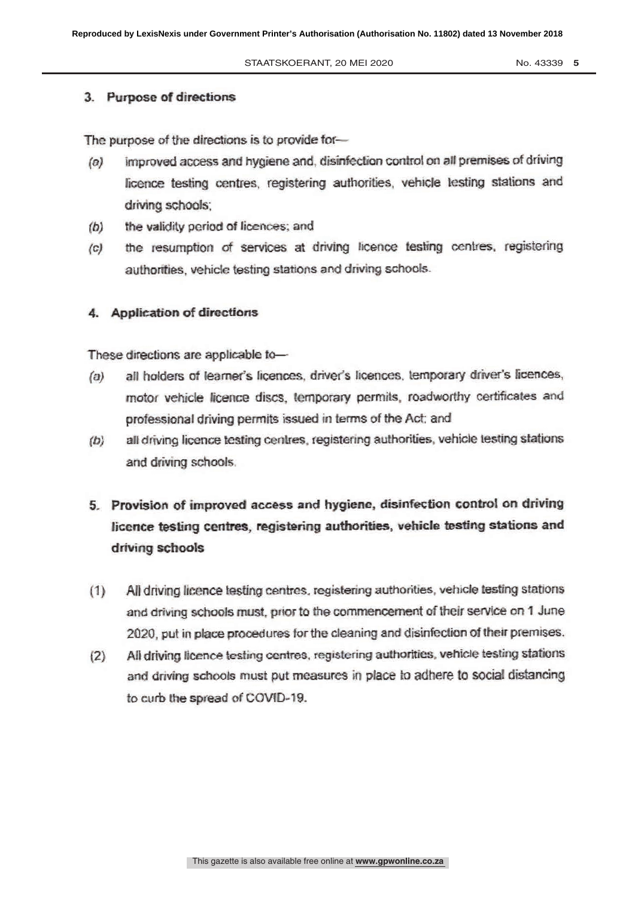## 3. Purpose of directions

The purpose of the directions is to provide for—

*(a)* improved access and hygiene and, disinfection control on all premises of driving licence testing centres, registering authorities, vehicle testing stations and driving schools;

*(b)* the validity period of licences; and

*(c)* the resumption of services at driving licence testing centres, registering authorities, vehicle testing stations and driving schools.

## 4. Application of directions

These directions are applicable to—

*(a)* all holders of learner's licences, driver's licences, temporary driver's licences, motor vehicle licence discs, temporary permits, roadworthy certificates and professional driving permits issued in terms of the Act; and

*(b)* all driving licence testing centres, registering authorities, vehicle testing stations and driving schools.

## 5. Provision of improved access and hygiene, disinfection control on driving licence testing centres, registering authorities, vehicle testing stations and driving schools

(1) All driving licence testing centres, registering authorities, vehicle testing stations and driving schools must, prior to the commencement of their service on 1 June 2020, put in place procedures for the cleaning and disinfection of their premises.

(2) All driving licence testing centres, registering authorities, vehicle testing stations and driving schools must put measures in place to adhere to social distancing to curb the spread of COVID-19.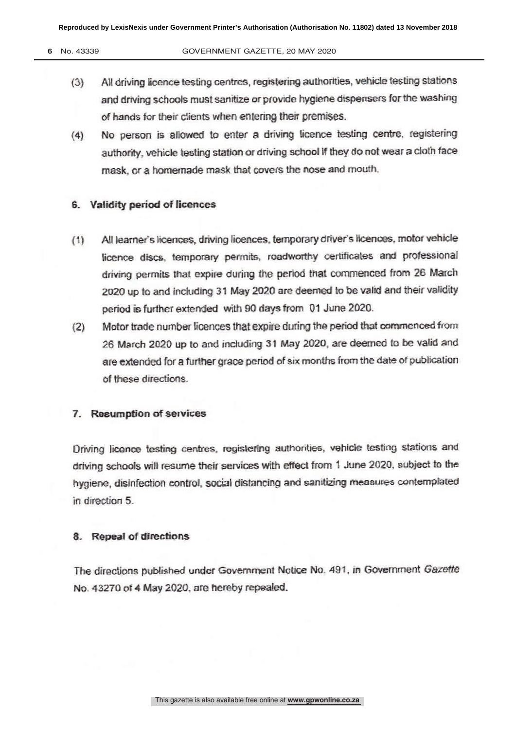(3) All driving licence testing centres, registering authorities, vehicle testing stations and driving schools must sanitize or provide hygiene dispensers for the washing of hands for their clients when entering their premises.

(4) No person is allowed to enter a driving licence testing centre, registering authority, vehicle testing station or driving school if they do not wear a cloth face mask, or a homemade mask that covers the nose and mouth.

## 6. Validity period of licences

(1) All learner's licences, driving licences, temporary driver's licences, motor vehicle licence discs, temporary permits, roadworthy certificates and professional driving permits that expire during the period that commenced from 26 March 2020 up to and including 31 May 2020 are deemed to be valid and their validity period is further extended with 90 days from 01 June 2020.

(2) Motor trade number licences that expire during the period that commenced from 26 March 2020 up to and including 31 May 2020, are deemed to be valid and are extended for a further grace period of six months from the date of publication of these directions.

## 7. Resumption of services

Driving licence testing centres, registering authorities, vehicle testing stations and driving schools will resume their services with effect from 1 June 2020, subject to the hygiene, disinfection control, social distancing and sanitizing measures contemplated in direction 5.

## 8. Repeal of directions

The directions published under Government Notice No. 491, in Government *Gazette* No. 43270 of 4 May 2020, are hereby repealed.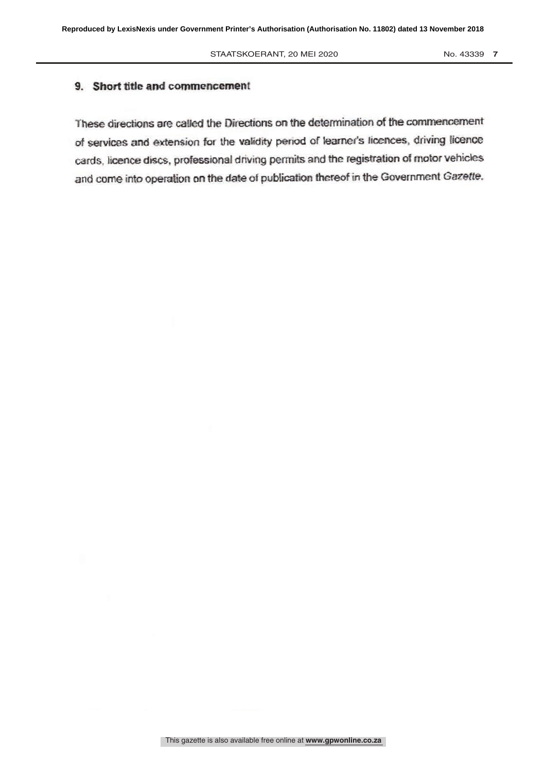## 9. Short title and commencement

These directions are called the Directions on the determination of the commencement of services and extension for the validity period of learner's licences, driving licence cards, licence discs, professional driving permits and the registration of motor vehicles and come into operation on the date of publication thereof in the Government *Gazette*.